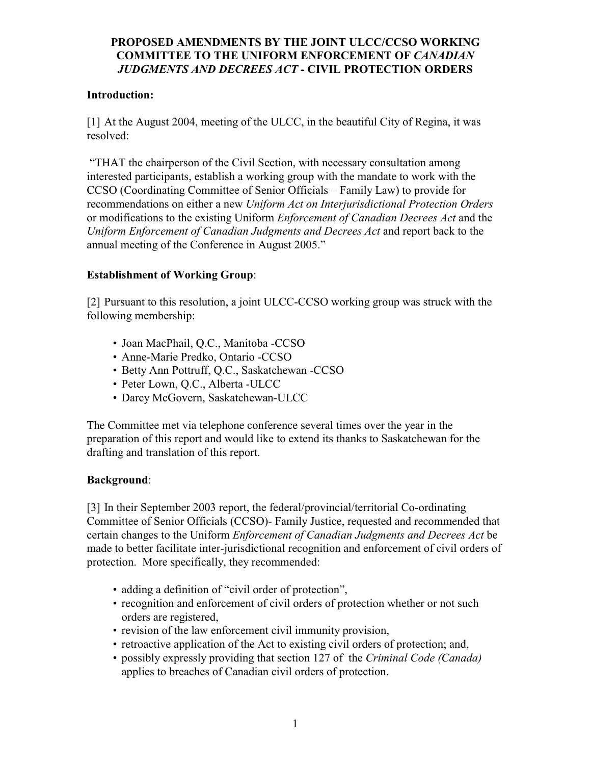# PROPOSED AMENDMENTS BY THE JOINT ULCC/CCSO WORKING COMMITTEE TO THE UNIFORM ENFORCEMENT OF *CANADIAN JUDGMENTS AND DECREES ACT* - CIVIL PROTECTION ORDERS

## Introduction:

[1] At the August 2004, meeting of the ULCC, in the beautiful City of Regina, it was resolved:

"THAT the chairperson of the Civil Section, with necessary consultation among interested participants, establish a working group with the mandate to work with the CCSO (Coordinating Committee of Senior Officials – Family Law) to provide for recommendations on either a new *Uniform Act on Interjurisdictional Protection Orders* or modifications to the existing Uniform *Enforcement of Canadian Decrees Act* and the *Uniform Enforcement of Canadian Judgments and Decrees Act* and report back to the annual meeting of the Conference in August 2005."

## Establishment of Working Group:

[2] Pursuant to this resolution, a joint ULCC-CCSO working group was struck with the following membership:

- Joan MacPhail, Q.C., Manitoba -CCSO
- Anne-Marie Predko, Ontario -CCSO
- Betty Ann Pottruff, Q.C., Saskatchewan -CCSO
- Peter Lown, Q.C., Alberta -ULCC
- Darcy McGovern, Saskatchewan-ULCC

The Committee met via telephone conference several times over the year in the preparation of this report and would like to extend its thanks to Saskatchewan for the drafting and translation of this report.

## Background:

[3] In their September 2003 report, the federal/provincial/territorial Co-ordinating Committee of Senior Officials (CCSO)- Family Justice, requested and recommended that certain changes to the Uniform *Enforcement of Canadian Judgments and Decrees Act* be made to better facilitate inter-jurisdictional recognition and enforcement of civil orders of protection. More specifically, they recommended:

- adding a definition of "civil order of protection",
- recognition and enforcement of civil orders of protection whether or not such orders are registered,
- revision of the law enforcement civil immunity provision,
- retroactive application of the Act to existing civil orders of protection; and,
- possibly expressly providing that section 127 of the *Criminal Code (Canada)* applies to breaches of Canadian civil orders of protection.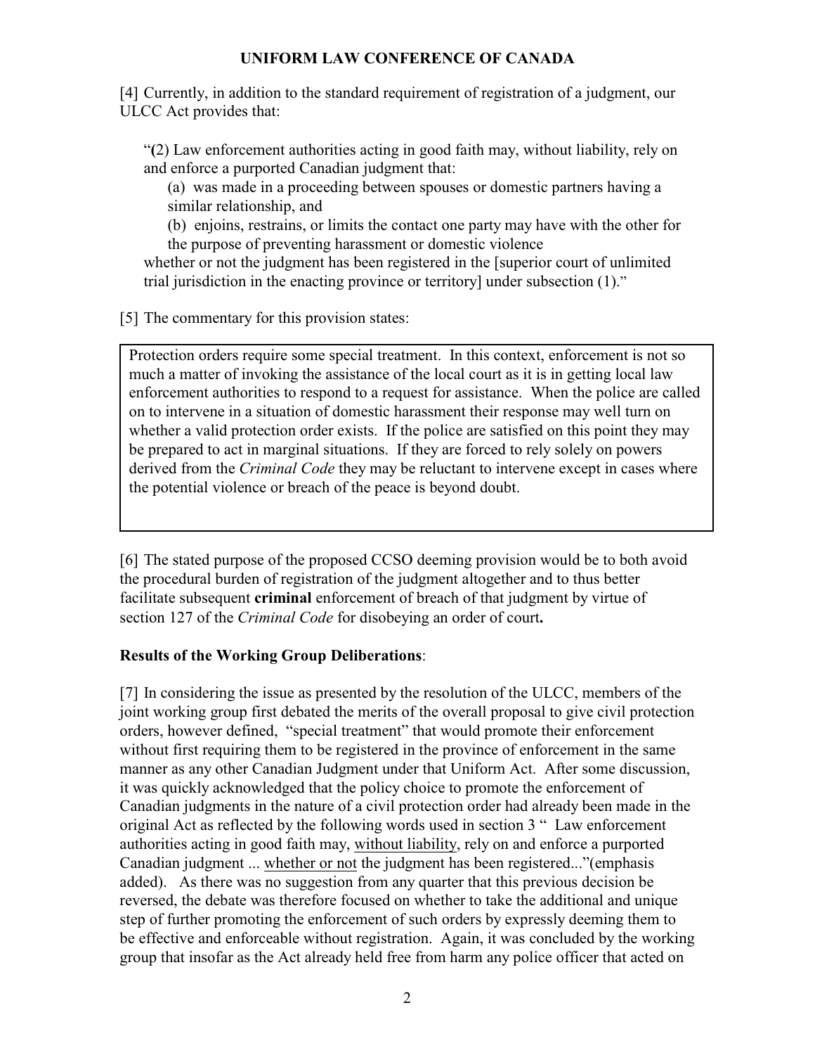[4] Currently, in addition to the standard requirement of registration of a judgment, our ULCC Act provides that:

> "(2) Law enforcement authorities acting in good faith may, without liability, rely on and enforce a purported Canadian judgment that:
>
> (a) was made in a proceeding between spouses or domestic partners having a similar relationship, and
>
> (b) enjoins, restrains, or limits the contact one party may have with the other for the purpose of preventing harassment or domestic violence
>
> whether or not the judgment has been registered in the [superior court of unlimited trial jurisdiction in the enacting province or territory] under subsection (1)."

[5] The commentary for this provision states:

> Protection orders require some special treatment. In this context, enforcement is not so much a matter of invoking the assistance of the local court as it is in getting local law enforcement authorities to respond to a request for assistance. When the police are called on to intervene in a situation of domestic harassment their response may well turn on whether a valid protection order exists. If the police are satisfied on this point they may be prepared to act in marginal situations. If they are forced to rely solely on powers derived from the *Criminal Code* they may be reluctant to intervene except in cases where the potential violence or breach of the peace is beyond doubt.

[6] The stated purpose of the proposed CCSO deeming provision would be to both avoid the procedural burden of registration of the judgment altogether and to thus better facilitate subsequent **criminal** enforcement of breach of that judgment by virtue of section 127 of the *Criminal Code* for disobeying an order of court**.**

**Results of the Working Group Deliberations**:

[7] In considering the issue as presented by the resolution of the ULCC, members of the joint working group first debated the merits of the overall proposal to give civil protection orders, however defined, "special treatment" that would promote their enforcement without first requiring them to be registered in the province of enforcement in the same manner as any other Canadian Judgment under that Uniform Act. After some discussion, it was quickly acknowledged that the policy choice to promote the enforcement of Canadian judgments in the nature of a civil protection order had already been made in the original Act as reflected by the following words used in section 3 " Law enforcement authorities acting in good faith may, <u>without liability</u>, rely on and enforce a purported Canadian judgment ... <u>whether or not</u> the judgment has been registered..."(emphasis added). As there was no suggestion from any quarter that this previous decision be reversed, the debate was therefore focused on whether to take the additional and unique step of further promoting the enforcement of such orders by expressly deeming them to be effective and enforceable without registration. Again, it was concluded by the working group that insofar as the Act already held free from harm any police officer that acted on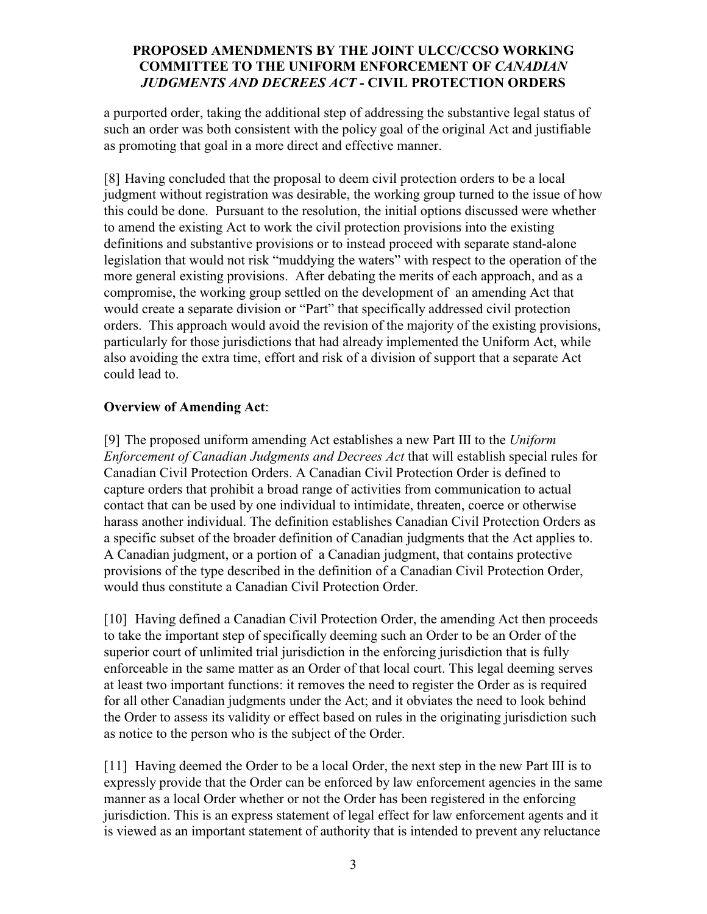a purported order, taking the additional step of addressing the substantive legal status of such an order was both consistent with the policy goal of the original Act and justifiable as promoting that goal in a more direct and effective manner.

[8] Having concluded that the proposal to deem civil protection orders to be a local judgment without registration was desirable, the working group turned to the issue of how this could be done. Pursuant to the resolution, the initial options discussed were whether to amend the existing Act to work the civil protection provisions into the existing definitions and substantive provisions or to instead proceed with separate stand-alone legislation that would not risk "muddying the waters" with respect to the operation of the more general existing provisions. After debating the merits of each approach, and as a compromise, the working group settled on the development of an amending Act that would create a separate division or "Part" that specifically addressed civil protection orders. This approach would avoid the revision of the majority of the existing provisions, particularly for those jurisdictions that had already implemented the Uniform Act, while also avoiding the extra time, effort and risk of a division of support that a separate Act could lead to.

**Overview of Amending Act**:

[9] The proposed uniform amending Act establishes a new Part III to the *Uniform Enforcement of Canadian Judgments and Decrees Act* that will establish special rules for Canadian Civil Protection Orders. A Canadian Civil Protection Order is defined to capture orders that prohibit a broad range of activities from communication to actual contact that can be used by one individual to intimidate, threaten, coerce or otherwise harass another individual. The definition establishes Canadian Civil Protection Orders as a specific subset of the broader definition of Canadian judgments that the Act applies to. A Canadian judgment, or a portion of a Canadian judgment, that contains protective provisions of the type described in the definition of a Canadian Civil Protection Order, would thus constitute a Canadian Civil Protection Order.

[10] Having defined a Canadian Civil Protection Order, the amending Act then proceeds to take the important step of specifically deeming such an Order to be an Order of the superior court of unlimited trial jurisdiction in the enforcing jurisdiction that is fully enforceable in the same matter as an Order of that local court. This legal deeming serves at least two important functions: it removes the need to register the Order as is required for all other Canadian judgments under the Act; and it obviates the need to look behind the Order to assess its validity or effect based on rules in the originating jurisdiction such as notice to the person who is the subject of the Order.

[11] Having deemed the Order to be a local Order, the next step in the new Part III is to expressly provide that the Order can be enforced by law enforcement agencies in the same manner as a local Order whether or not the Order has been registered in the enforcing jurisdiction. This is an express statement of legal effect for law enforcement agents and it is viewed as an important statement of authority that is intended to prevent any reluctance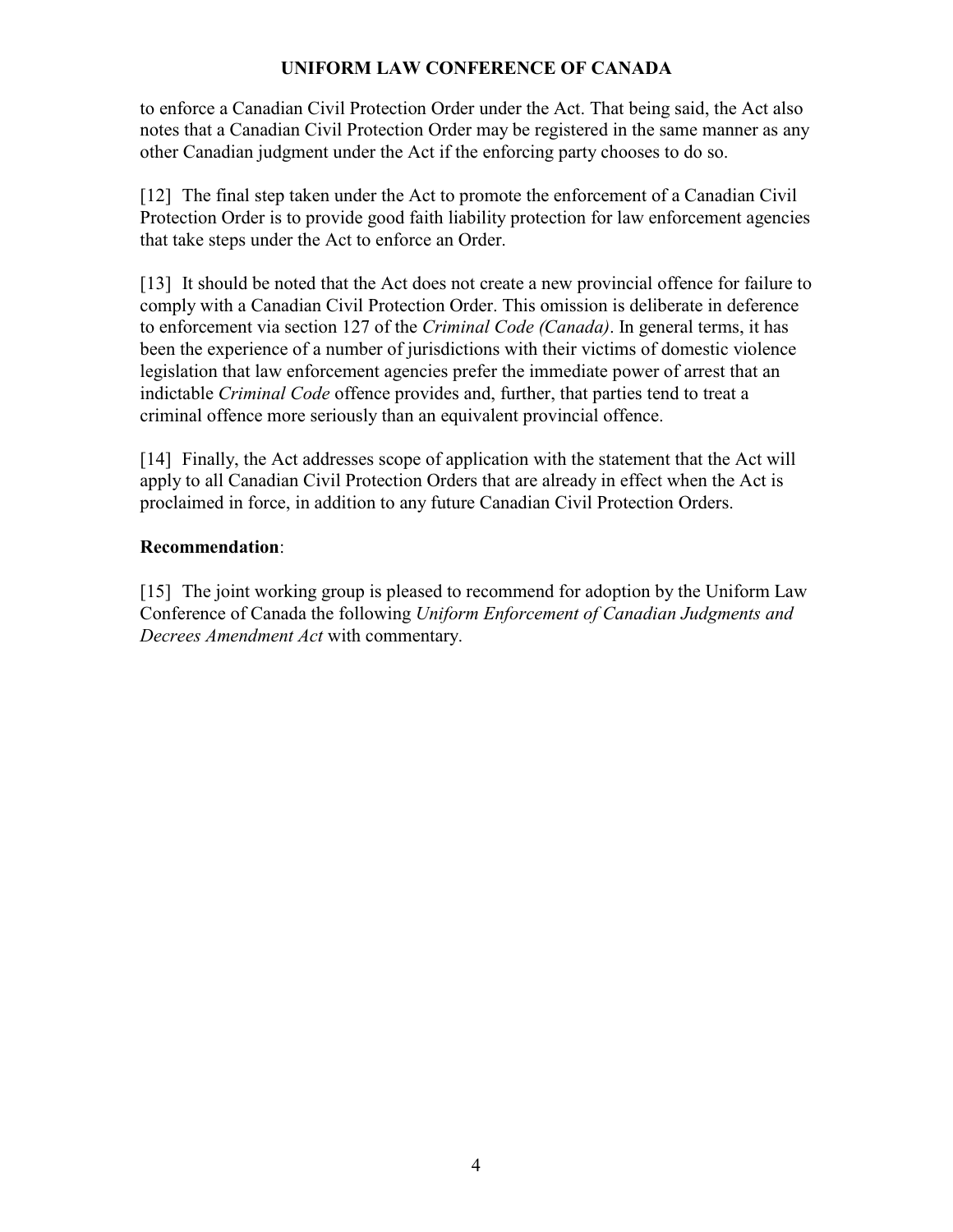to enforce a Canadian Civil Protection Order under the Act. That being said, the Act also notes that a Canadian Civil Protection Order may be registered in the same manner as any other Canadian judgment under the Act if the enforcing party chooses to do so.

[12] The final step taken under the Act to promote the enforcement of a Canadian Civil Protection Order is to provide good faith liability protection for law enforcement agencies that take steps under the Act to enforce an Order.

[13] It should be noted that the Act does not create a new provincial offence for failure to comply with a Canadian Civil Protection Order. This omission is deliberate in deference to enforcement via section 127 of the *Criminal Code (Canada)*. In general terms, it has been the experience of a number of jurisdictions with their victims of domestic violence legislation that law enforcement agencies prefer the immediate power of arrest that an indictable *Criminal Code* offence provides and, further, that parties tend to treat a criminal offence more seriously than an equivalent provincial offence.

[14] Finally, the Act addresses scope of application with the statement that the Act will apply to all Canadian Civil Protection Orders that are already in effect when the Act is proclaimed in force, in addition to any future Canadian Civil Protection Orders.

**Recommendation**:

[15] The joint working group is pleased to recommend for adoption by the Uniform Law Conference of Canada the following *Uniform Enforcement of Canadian Judgments and Decrees Amendment Act* with commentary.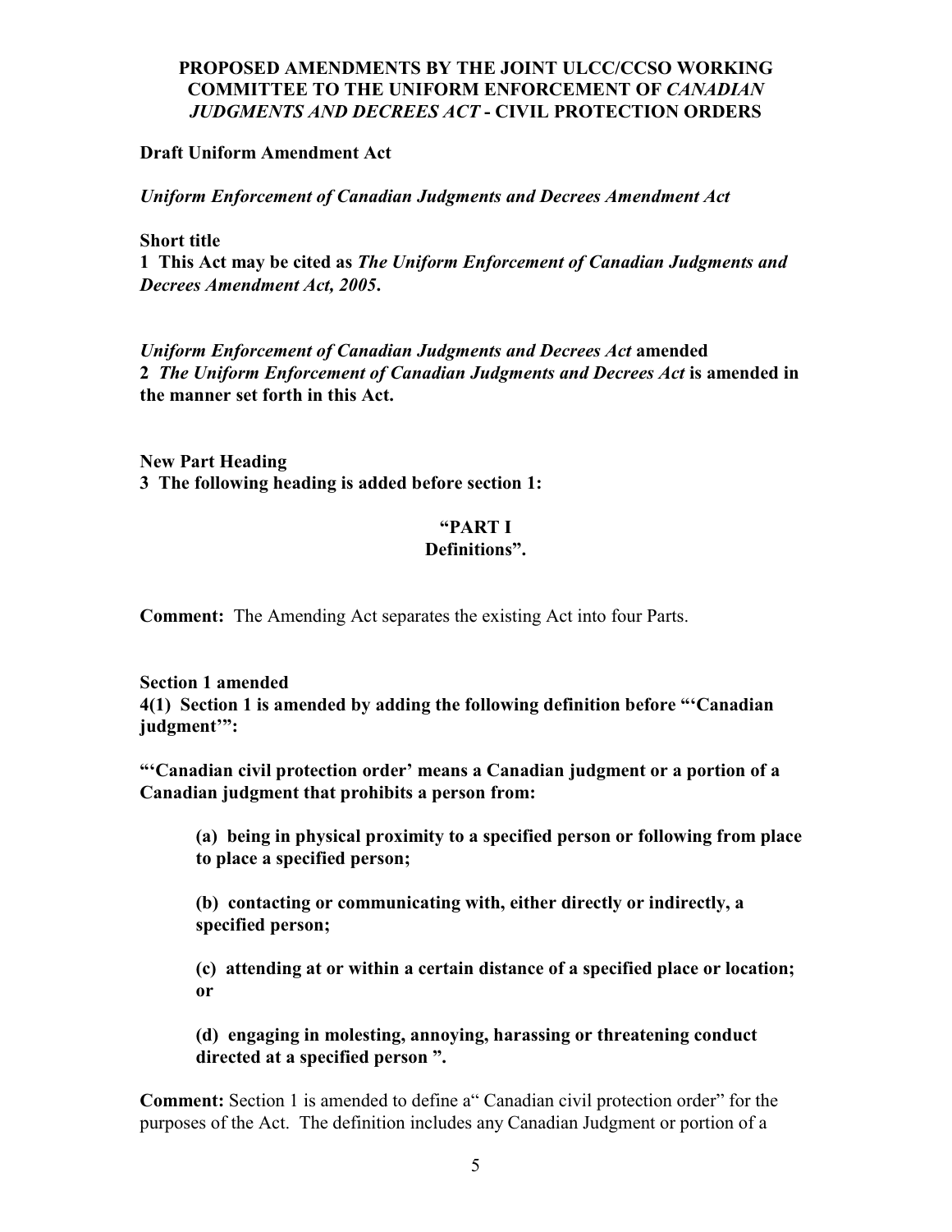**PROPOSED AMENDMENTS BY THE JOINT ULCC/CCSO WORKING COMMITTEE TO THE UNIFORM ENFORCEMENT OF *CANADIAN JUDGMENTS AND DECREES ACT* - CIVIL PROTECTION ORDERS**

**Draft Uniform Amendment Act**

***Uniform Enforcement of Canadian Judgments and Decrees Amendment Act***

**Short title**

**1 This Act may be cited as *The Uniform Enforcement of Canadian Judgments and Decrees Amendment Act, 2005*.**

***Uniform Enforcement of Canadian Judgments and Decrees Act* amended**

**2 *The Uniform Enforcement of Canadian Judgments and Decrees Act* is amended in the manner set forth in this Act.**

**New Part Heading**

**3 The following heading is added before section 1:**

**"PART I**
**Definitions".**

**Comment:** The Amending Act separates the existing Act into four Parts.

**Section 1 amended**

**4(1) Section 1 is amended by adding the following definition before "'Canadian judgment'":**

**"'Canadian civil protection order' means a Canadian judgment or a portion of a Canadian judgment that prohibits a person from:**

> **(a) being in physical proximity to a specified person or following from place to place a specified person;**
>
> **(b) contacting or communicating with, either directly or indirectly, a specified person;**
>
> **(c) attending at or within a certain distance of a specified place or location; or**
>
> **(d) engaging in molesting, annoying, harassing or threatening conduct directed at a specified person ".**

**Comment:** Section 1 is amended to define a" Canadian civil protection order" for the purposes of the Act. The definition includes any Canadian Judgment or portion of a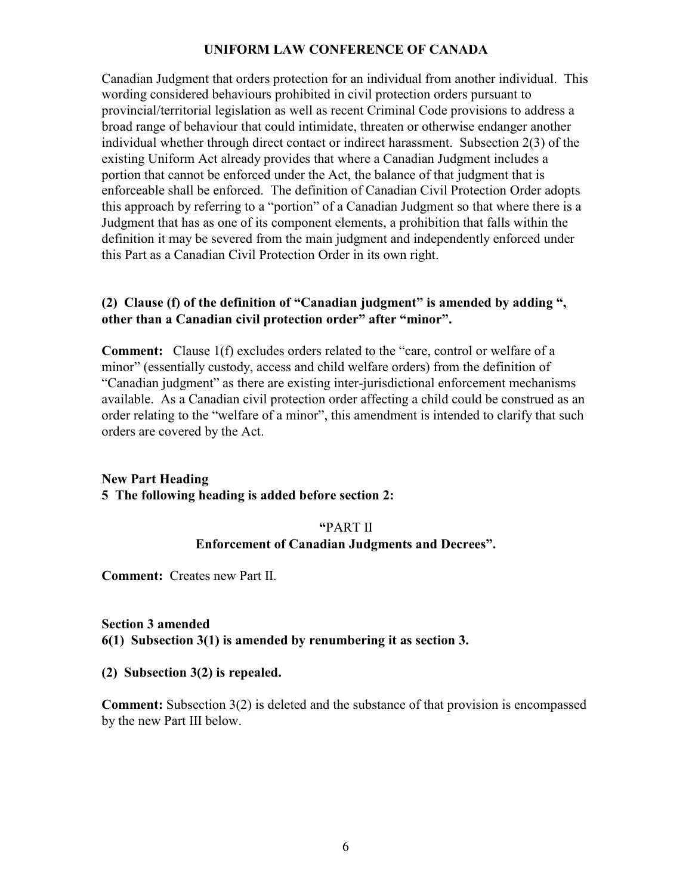Canadian Judgment that orders protection for an individual from another individual. This wording considered behaviours prohibited in civil protection orders pursuant to provincial/territorial legislation as well as recent Criminal Code provisions to address a broad range of behaviour that could intimidate, threaten or otherwise endanger another individual whether through direct contact or indirect harassment. Subsection 2(3) of the existing Uniform Act already provides that where a Canadian Judgment includes a portion that cannot be enforced under the Act, the balance of that judgment that is enforceable shall be enforced. The definition of Canadian Civil Protection Order adopts this approach by referring to a "portion" of a Canadian Judgment so that where there is a Judgment that has as one of its component elements, a prohibition that falls within the definition it may be severed from the main judgment and independently enforced under this Part as a Canadian Civil Protection Order in its own right.

**(2) Clause (f) of the definition of "Canadian judgment" is amended by adding ", other than a Canadian civil protection order" after "minor".**

**Comment:** Clause 1(f) excludes orders related to the "care, control or welfare of a minor" (essentially custody, access and child welfare orders) from the definition of "Canadian judgment" as there are existing inter-jurisdictional enforcement mechanisms available. As a Canadian civil protection order affecting a child could be construed as an order relating to the "welfare of a minor", this amendment is intended to clarify that such orders are covered by the Act.

**New Part Heading**
**5 The following heading is added before section 2:**

"PART II
**Enforcement of Canadian Judgments and Decrees".**

**Comment:** Creates new Part II.

**Section 3 amended**
**6(1) Subsection 3(1) is amended by renumbering it as section 3.**

**(2) Subsection 3(2) is repealed.**

**Comment:** Subsection 3(2) is deleted and the substance of that provision is encompassed by the new Part III below.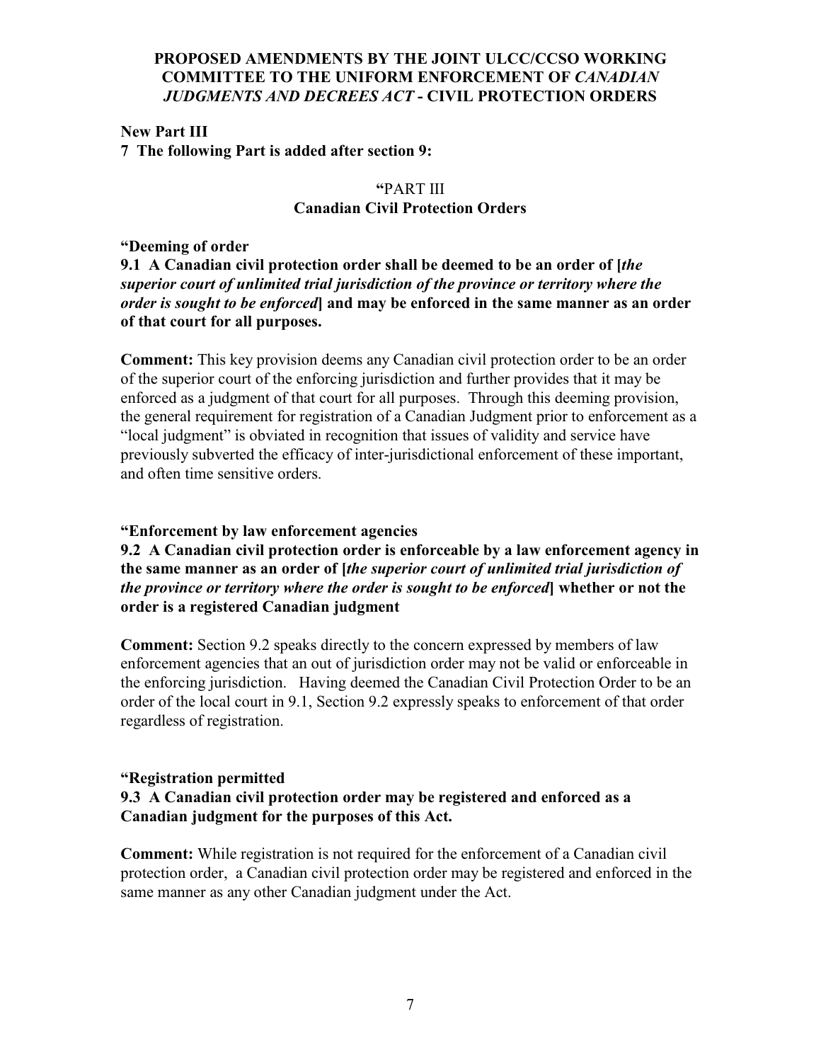**PROPOSED AMENDMENTS BY THE JOINT ULCC/CCSO WORKING COMMITTEE TO THE UNIFORM ENFORCEMENT OF *CANADIAN JUDGMENTS AND DECREES ACT* - CIVIL PROTECTION ORDERS**

**New Part III**

**7 The following Part is added after section 9:**

**"**PART III
**Canadian Civil Protection Orders**

**"Deeming of order**

**9.1 A Canadian civil protection order shall be deemed to be an order of [*the superior court of unlimited trial jurisdiction of the province or territory where the order is sought to be enforced*] and may be enforced in the same manner as an order of that court for all purposes.**

**Comment:** This key provision deems any Canadian civil protection order to be an order of the superior court of the enforcing jurisdiction and further provides that it may be enforced as a judgment of that court for all purposes. Through this deeming provision, the general requirement for registration of a Canadian Judgment prior to enforcement as a "local judgment" is obviated in recognition that issues of validity and service have previously subverted the efficacy of inter-jurisdictional enforcement of these important, and often time sensitive orders.

**"Enforcement by law enforcement agencies**

**9.2 A Canadian civil protection order is enforceable by a law enforcement agency in the same manner as an order of [*the superior court of unlimited trial jurisdiction of the province or territory where the order is sought to be enforced*] whether or not the order is a registered Canadian judgment**

**Comment:** Section 9.2 speaks directly to the concern expressed by members of law enforcement agencies that an out of jurisdiction order may not be valid or enforceable in the enforcing jurisdiction. Having deemed the Canadian Civil Protection Order to be an order of the local court in 9.1, Section 9.2 expressly speaks to enforcement of that order regardless of registration.

**"Registration permitted**

**9.3 A Canadian civil protection order may be registered and enforced as a Canadian judgment for the purposes of this Act.**

**Comment:** While registration is not required for the enforcement of a Canadian civil protection order, a Canadian civil protection order may be registered and enforced in the same manner as any other Canadian judgment under the Act.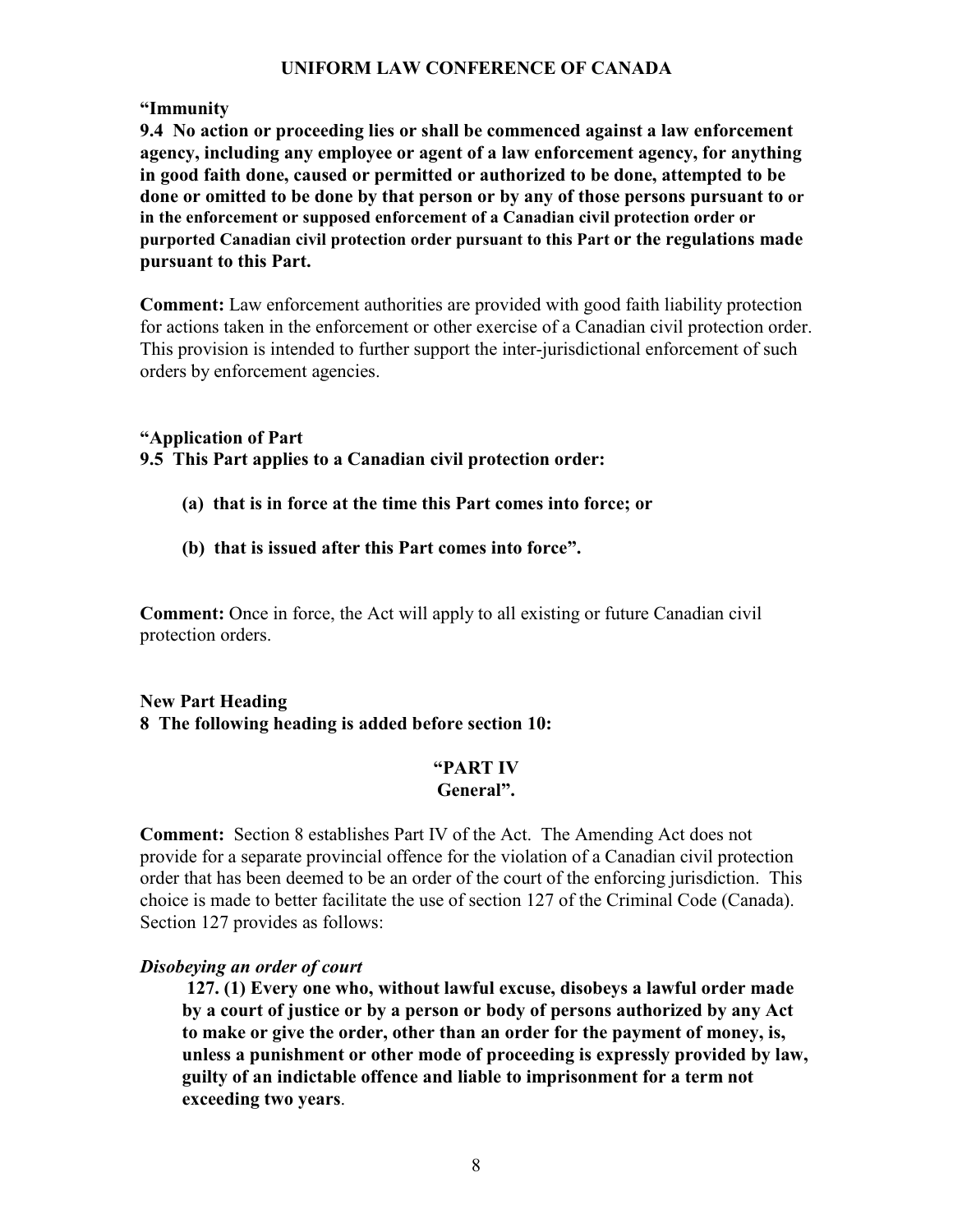**"Immunity**
**9.4 No action or proceeding lies or shall be commenced against a law enforcement agency, including any employee or agent of a law enforcement agency, for anything in good faith done, caused or permitted or authorized to be done, attempted to be done or omitted to be done by that person or by any of those persons pursuant to or in the enforcement or supposed enforcement of a Canadian civil protection order or purported Canadian civil protection order pursuant to this Part or the regulations made pursuant to this Part.**

**Comment:** Law enforcement authorities are provided with good faith liability protection for actions taken in the enforcement or other exercise of a Canadian civil protection order. This provision is intended to further support the inter-jurisdictional enforcement of such orders by enforcement agencies.

**"Application of Part**
**9.5 This Part applies to a Canadian civil protection order:**

> **(a) that is in force at the time this Part comes into force; or**
>
> **(b) that is issued after this Part comes into force".**

**Comment:** Once in force, the Act will apply to all existing or future Canadian civil protection orders.

**New Part Heading**
**8 The following heading is added before section 10:**

**"PART IV**
**General".**

**Comment:** Section 8 establishes Part IV of the Act. The Amending Act does not provide for a separate provincial offence for the violation of a Canadian civil protection order that has been deemed to be an order of the court of the enforcing jurisdiction. This choice is made to better facilitate the use of section 127 of the Criminal Code (Canada). Section 127 provides as follows:

***Disobeying an order of court***

> **127. (1) Every one who, without lawful excuse, disobeys a lawful order made by a court of justice or by a person or body of persons authorized by any Act to make or give the order, other than an order for the payment of money, is, unless a punishment or other mode of proceeding is expressly provided by law, guilty of an indictable offence and liable to imprisonment for a term not exceeding two years**.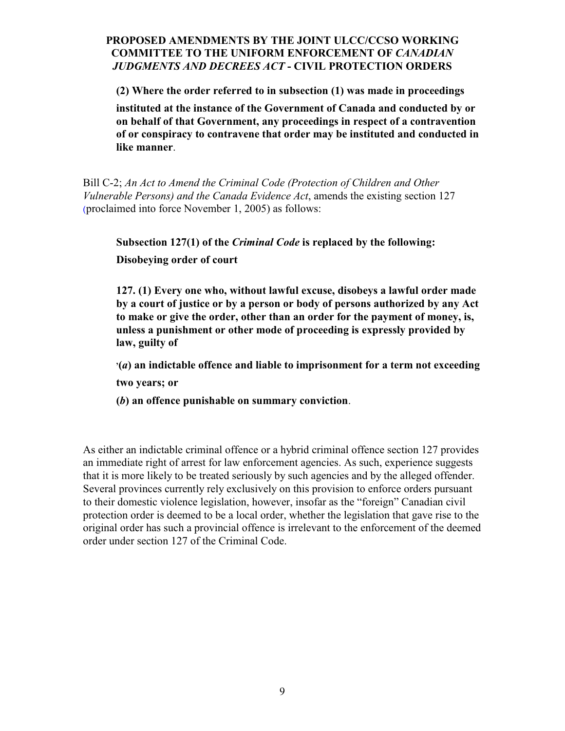**(2) Where the order referred to in subsection (1) was made in proceedings instituted at the instance of the Government of Canada and conducted by or on behalf of that Government, any proceedings in respect of a contravention of or conspiracy to contravene that order may be instituted and conducted in like manner**.

Bill C-2; *An Act to Amend the Criminal Code (Protection of Children and Other Vulnerable Persons) and the Canada Evidence Act*, amends the existing section 127 (proclaimed into force November 1, 2005) as follows:

**Subsection 127(1) of the *Criminal Code* is replaced by the following:**

**Disobeying order of court**

**127. (1) Every one who, without lawful excuse, disobeys a lawful order made by a court of justice or by a person or body of persons authorized by any Act to make or give the order, other than an order for the payment of money, is, unless a punishment or other mode of proceeding is expressly provided by law, guilty of**

**(*a*) an indictable offence and liable to imprisonment for a term not exceeding two years; or**

**(*b*) an offence punishable on summary conviction**.

As either an indictable criminal offence or a hybrid criminal offence section 127 provides an immediate right of arrest for law enforcement agencies. As such, experience suggests that it is more likely to be treated seriously by such agencies and by the alleged offender. Several provinces currently rely exclusively on this provision to enforce orders pursuant to their domestic violence legislation, however, insofar as the "foreign" Canadian civil protection order is deemed to be a local order, whether the legislation that gave rise to the original order has such a provincial offence is irrelevant to the enforcement of the deemed order under section 127 of the Criminal Code.